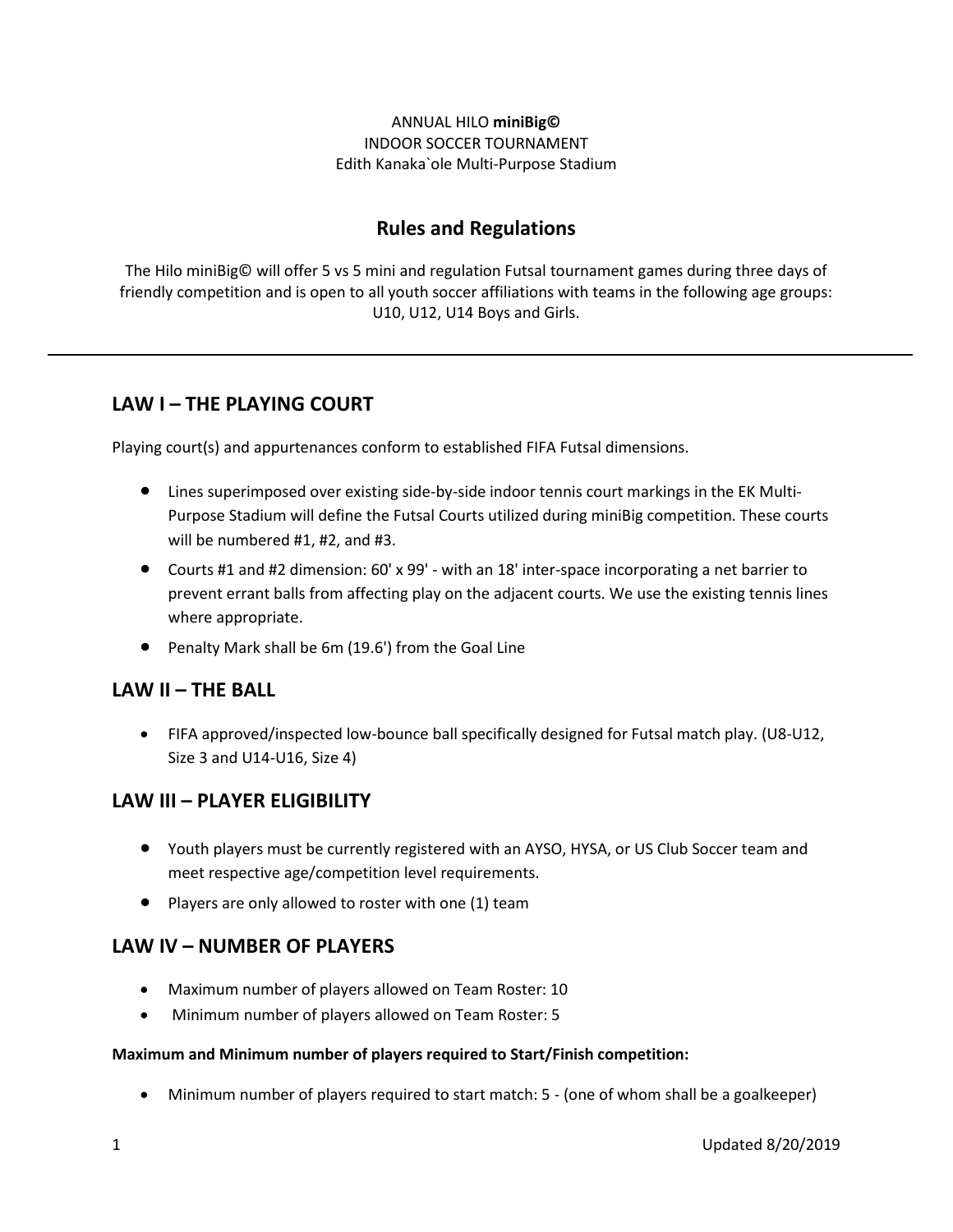ANNUAL HILO **miniBig©**
INDOOR SOCCER TOURNAMENT
Edith Kanaka`ole Multi-Purpose Stadium

# Rules and Regulations

The Hilo miniBig© will offer 5 vs 5 mini and regulation Futsal tournament games during three days of friendly competition and is open to all youth soccer affiliations with teams in the following age groups: U10, U12, U14 Boys and Girls.

---

## LAW I – THE PLAYING COURT

Playing court(s) and appurtenances conform to established FIFA Futsal dimensions.

- Lines superimposed over existing side-by-side indoor tennis court markings in the EK Multi-Purpose Stadium will define the Futsal Courts utilized during miniBig competition. These courts will be numbered #1, #2, and #3.
- Courts #1 and #2 dimension: 60' x 99' - with an 18' inter-space incorporating a net barrier to prevent errant balls from affecting play on the adjacent courts. We use the existing tennis lines where appropriate.
- Penalty Mark shall be 6m (19.6') from the Goal Line

## LAW II – THE BALL

- FIFA approved/inspected low-bounce ball specifically designed for Futsal match play. (U8-U12, Size 3 and U14-U16, Size 4)

## LAW III – PLAYER ELIGIBILITY

- Youth players must be currently registered with an AYSO, HYSA, or US Club Soccer team and meet respective age/competition level requirements.
- Players are only allowed to roster with one (1) team

## LAW IV – NUMBER OF PLAYERS

- Maximum number of players allowed on Team Roster: 10
- Minimum number of players allowed on Team Roster: 5

**Maximum and Minimum number of players required to Start/Finish competition:**

- Minimum number of players required to start match: 5 - (one of whom shall be a goalkeeper)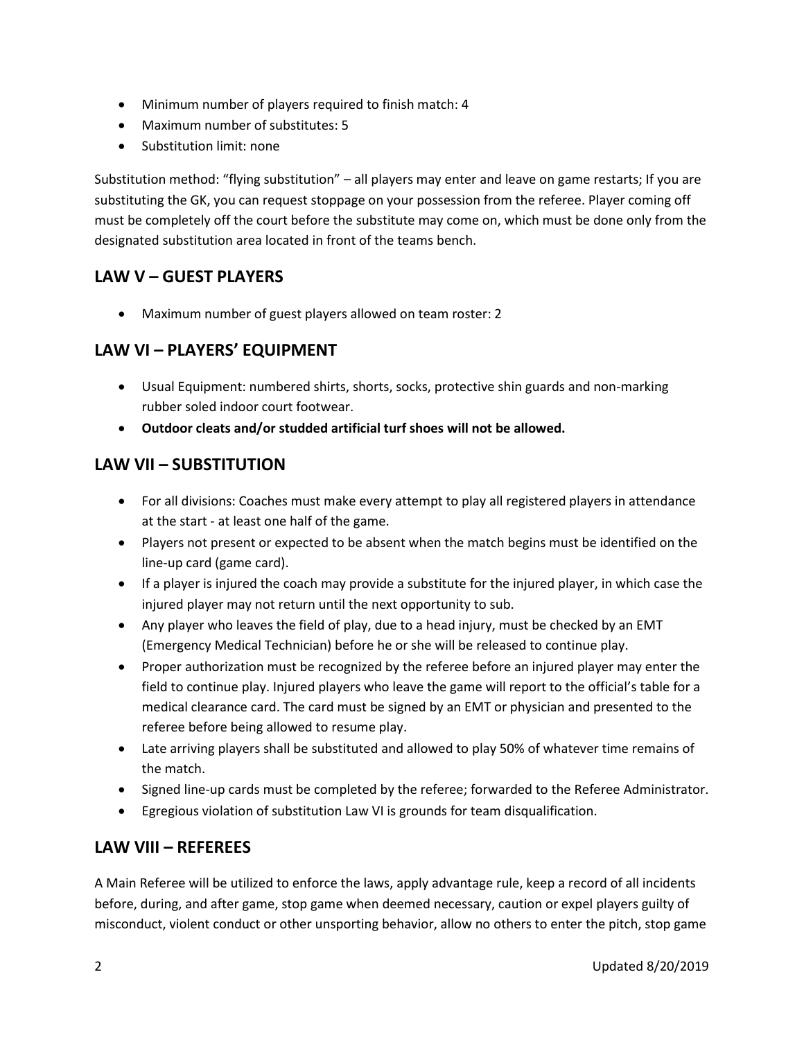- Minimum number of players required to finish match: 4
- Maximum number of substitutes: 5
- Substitution limit: none

Substitution method: "flying substitution" – all players may enter and leave on game restarts; If you are substituting the GK, you can request stoppage on your possession from the referee. Player coming off must be completely off the court before the substitute may come on, which must be done only from the designated substitution area located in front of the teams bench.

## LAW V – GUEST PLAYERS

- Maximum number of guest players allowed on team roster: 2

## LAW VI – PLAYERS' EQUIPMENT

- Usual Equipment: numbered shirts, shorts, socks, protective shin guards and non-marking rubber soled indoor court footwear.
- **Outdoor cleats and/or studded artificial turf shoes will not be allowed.**

## LAW VII – SUBSTITUTION

- For all divisions: Coaches must make every attempt to play all registered players in attendance at the start - at least one half of the game.
- Players not present or expected to be absent when the match begins must be identified on the line-up card (game card).
- If a player is injured the coach may provide a substitute for the injured player, in which case the injured player may not return until the next opportunity to sub.
- Any player who leaves the field of play, due to a head injury, must be checked by an EMT (Emergency Medical Technician) before he or she will be released to continue play.
- Proper authorization must be recognized by the referee before an injured player may enter the field to continue play. Injured players who leave the game will report to the official's table for a medical clearance card. The card must be signed by an EMT or physician and presented to the referee before being allowed to resume play.
- Late arriving players shall be substituted and allowed to play 50% of whatever time remains of the match.
- Signed line-up cards must be completed by the referee; forwarded to the Referee Administrator.
- Egregious violation of substitution Law VI is grounds for team disqualification.

## LAW VIII – REFEREES

A Main Referee will be utilized to enforce the laws, apply advantage rule, keep a record of all incidents before, during, and after game, stop game when deemed necessary, caution or expel players guilty of misconduct, violent conduct or other unsporting behavior, allow no others to enter the pitch, stop game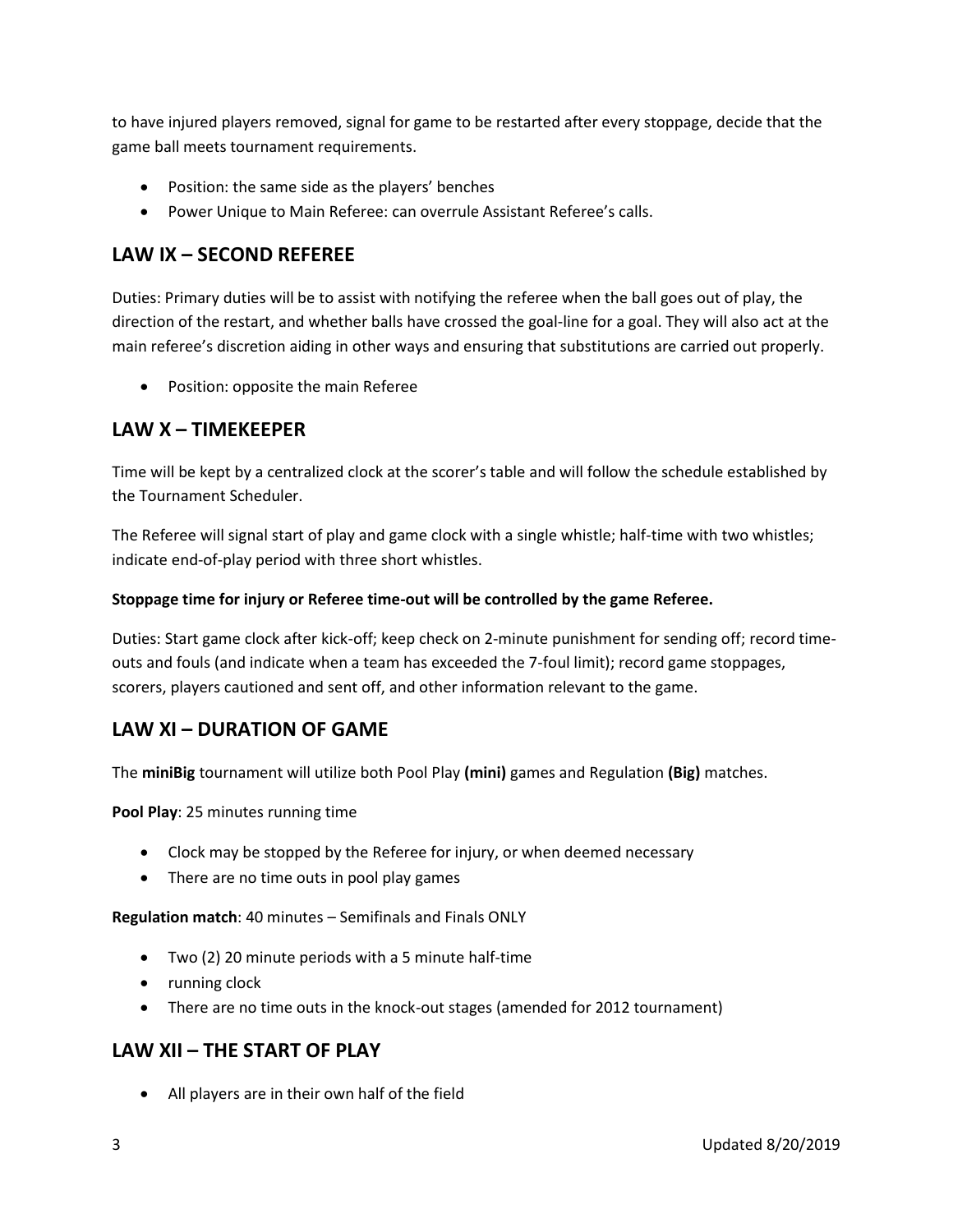to have injured players removed, signal for game to be restarted after every stoppage, decide that the game ball meets tournament requirements.

- Position: the same side as the players' benches
- Power Unique to Main Referee: can overrule Assistant Referee's calls.

## LAW IX – SECOND REFEREE

Duties: Primary duties will be to assist with notifying the referee when the ball goes out of play, the direction of the restart, and whether balls have crossed the goal-line for a goal. They will also act at the main referee's discretion aiding in other ways and ensuring that substitutions are carried out properly.

- Position: opposite the main Referee

## LAW X – TIMEKEEPER

Time will be kept by a centralized clock at the scorer's table and will follow the schedule established by the Tournament Scheduler.

The Referee will signal start of play and game clock with a single whistle; half-time with two whistles; indicate end-of-play period with three short whistles.

**Stoppage time for injury or Referee time-out will be controlled by the game Referee.**

Duties: Start game clock after kick-off; keep check on 2-minute punishment for sending off; record time-outs and fouls (and indicate when a team has exceeded the 7-foul limit); record game stoppages, scorers, players cautioned and sent off, and other information relevant to the game.

## LAW XI – DURATION OF GAME

The **miniBig** tournament will utilize both Pool Play **(mini)** games and Regulation **(Big)** matches.

**Pool Play**: 25 minutes running time

- Clock may be stopped by the Referee for injury, or when deemed necessary
- There are no time outs in pool play games

**Regulation match**: 40 minutes – Semifinals and Finals ONLY

- Two (2) 20 minute periods with a 5 minute half-time
- running clock
- There are no time outs in the knock-out stages (amended for 2012 tournament)

## LAW XII – THE START OF PLAY

- All players are in their own half of the field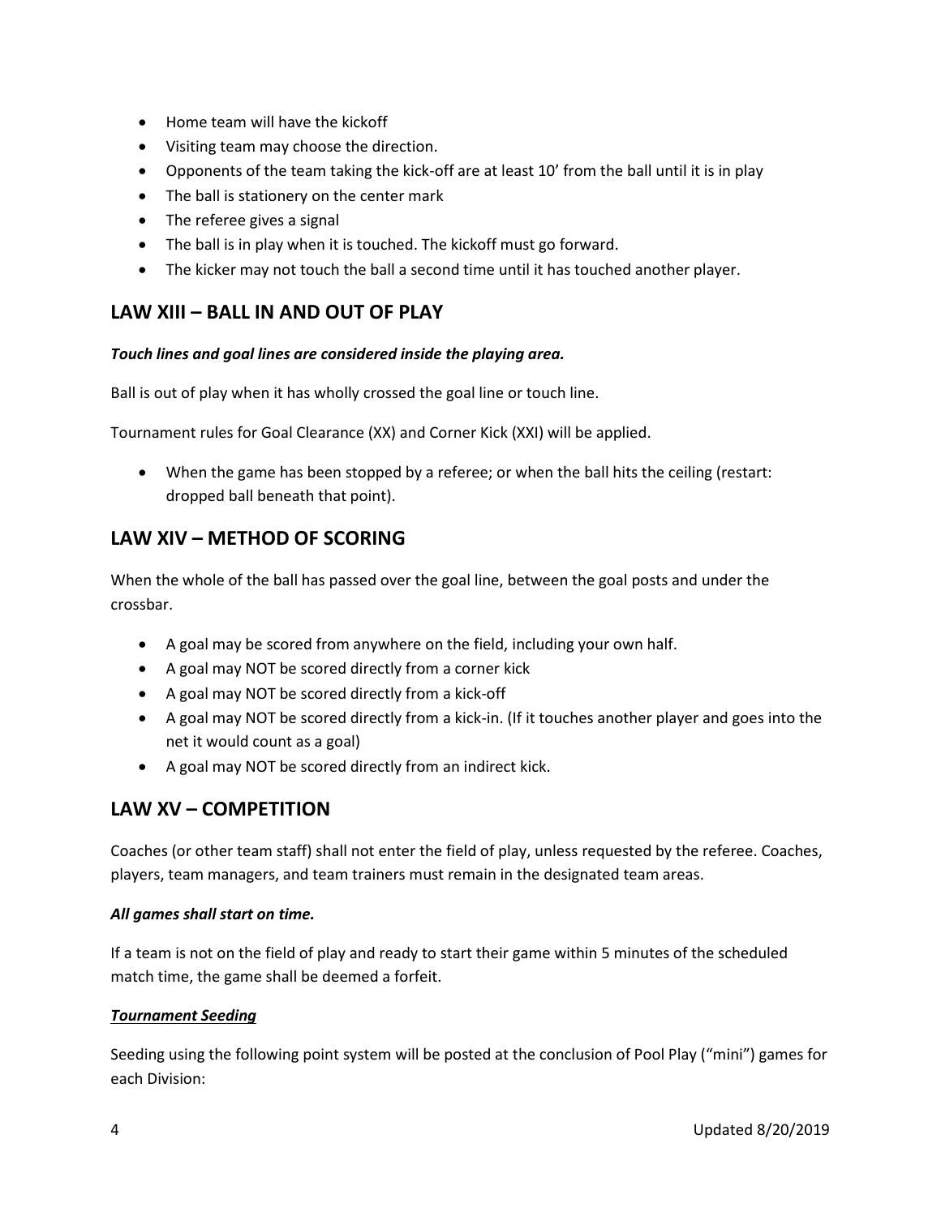- Home team will have the kickoff
- Visiting team may choose the direction.
- Opponents of the team taking the kick-off are at least 10' from the ball until it is in play
- The ball is stationery on the center mark
- The referee gives a signal
- The ball is in play when it is touched. The kickoff must go forward.
- The kicker may not touch the ball a second time until it has touched another player.

## LAW XIII – BALL IN AND OUT OF PLAY

***Touch lines and goal lines are considered inside the playing area.***

Ball is out of play when it has wholly crossed the goal line or touch line.

Tournament rules for Goal Clearance (XX) and Corner Kick (XXI) will be applied.

- When the game has been stopped by a referee; or when the ball hits the ceiling (restart: dropped ball beneath that point).

## LAW XIV – METHOD OF SCORING

When the whole of the ball has passed over the goal line, between the goal posts and under the crossbar.

- A goal may be scored from anywhere on the field, including your own half.
- A goal may NOT be scored directly from a corner kick
- A goal may NOT be scored directly from a kick-off
- A goal may NOT be scored directly from a kick-in. (If it touches another player and goes into the net it would count as a goal)
- A goal may NOT be scored directly from an indirect kick.

## LAW XV – COMPETITION

Coaches (or other team staff) shall not enter the field of play, unless requested by the referee. Coaches, players, team managers, and team trainers must remain in the designated team areas.

***All games shall start on time.***

If a team is not on the field of play and ready to start their game within 5 minutes of the scheduled match time, the game shall be deemed a forfeit.

***<u>Tournament Seeding</u>***

Seeding using the following point system will be posted at the conclusion of Pool Play ("mini") games for each Division: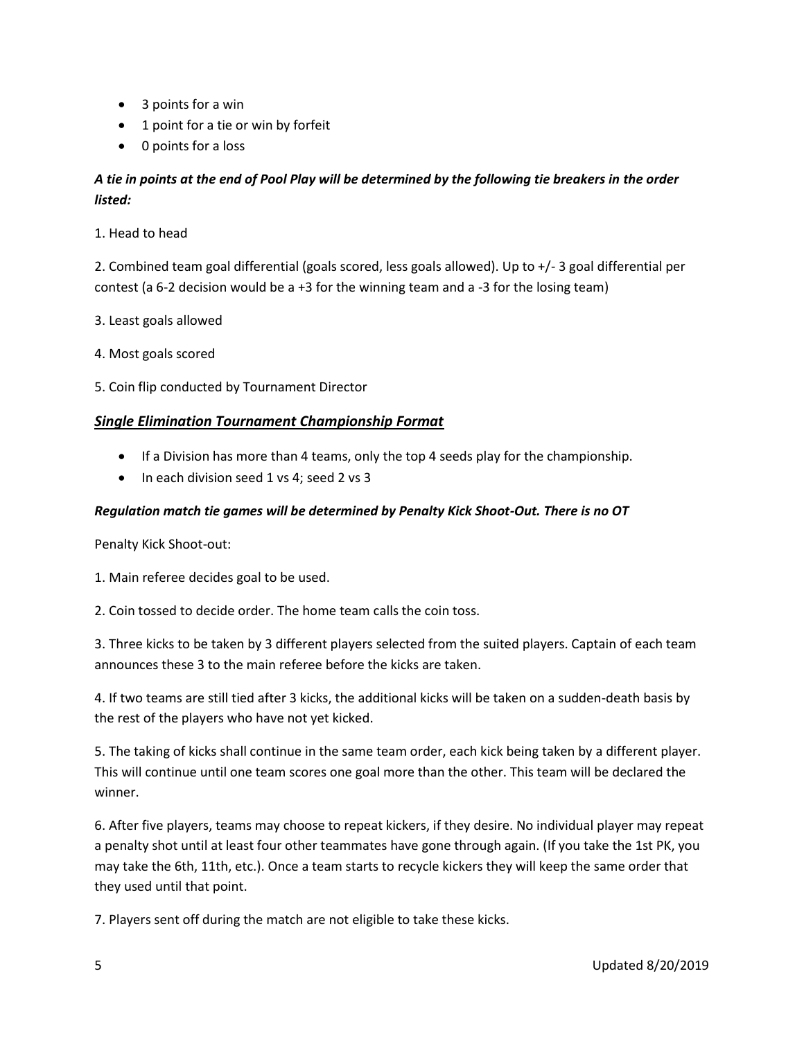- 3 points for a win
- 1 point for a tie or win by forfeit
- 0 points for a loss

***A tie in points at the end of Pool Play will be determined by the following tie breakers in the order listed:***

1. Head to head

2. Combined team goal differential (goals scored, less goals allowed). Up to +/- 3 goal differential per contest (a 6-2 decision would be a +3 for the winning team and a -3 for the losing team)

3. Least goals allowed

4. Most goals scored

5. Coin flip conducted by Tournament Director

## ***<u>Single Elimination Tournament Championship Format</u>***

- If a Division has more than 4 teams, only the top 4 seeds play for the championship.
- In each division seed 1 vs 4; seed 2 vs 3

***Regulation match tie games will be determined by Penalty Kick Shoot-Out. There is no OT***

Penalty Kick Shoot-out:

1. Main referee decides goal to be used.

2. Coin tossed to decide order. The home team calls the coin toss.

3. Three kicks to be taken by 3 different players selected from the suited players. Captain of each team announces these 3 to the main referee before the kicks are taken.

4. If two teams are still tied after 3 kicks, the additional kicks will be taken on a sudden-death basis by the rest of the players who have not yet kicked.

5. The taking of kicks shall continue in the same team order, each kick being taken by a different player. This will continue until one team scores one goal more than the other. This team will be declared the winner.

6. After five players, teams may choose to repeat kickers, if they desire. No individual player may repeat a penalty shot until at least four other teammates have gone through again. (If you take the 1st PK, you may take the 6th, 11th, etc.). Once a team starts to recycle kickers they will keep the same order that they used until that point.

7. Players sent off during the match are not eligible to take these kicks.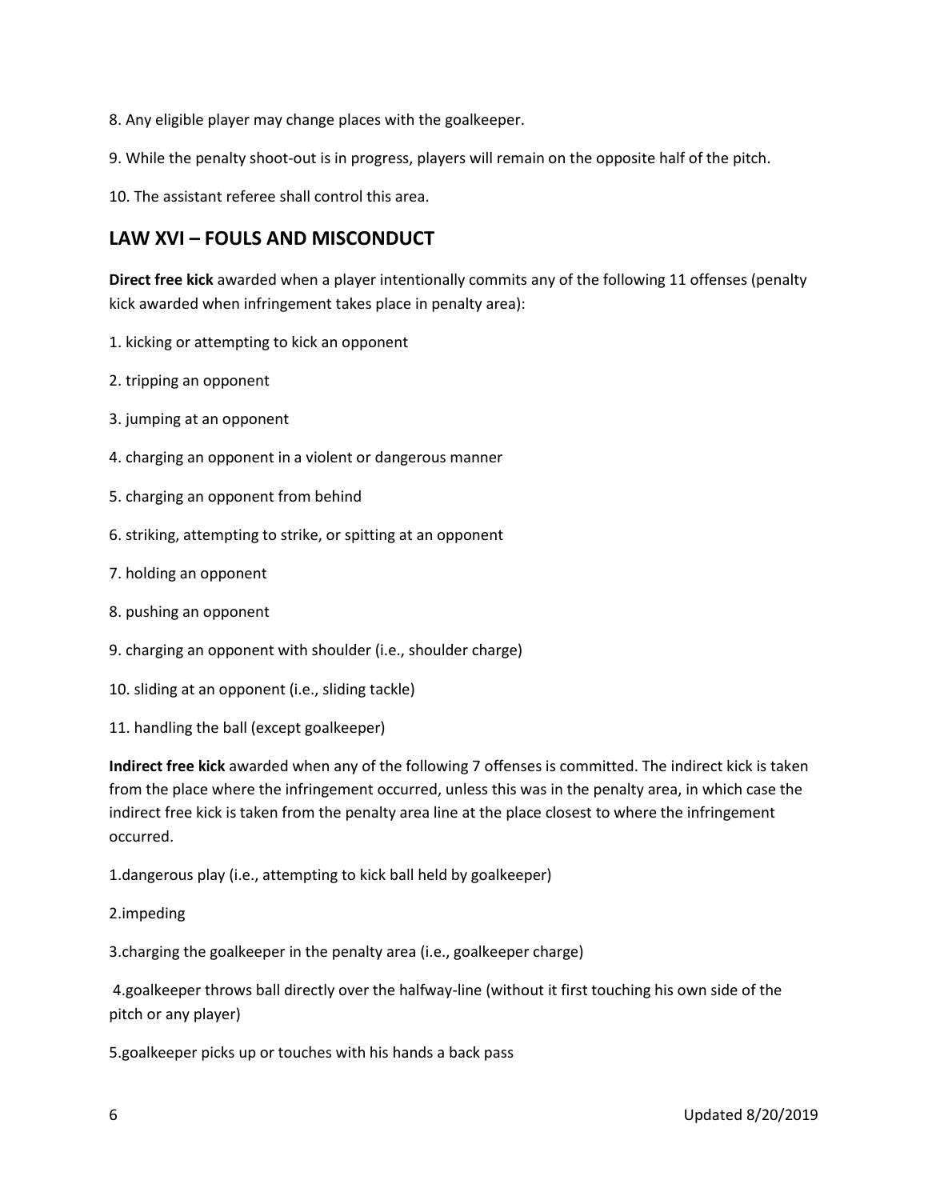8. Any eligible player may change places with the goalkeeper.

9. While the penalty shoot-out is in progress, players will remain on the opposite half of the pitch.

10. The assistant referee shall control this area.

## LAW XVI – FOULS AND MISCONDUCT

**Direct free kick** awarded when a player intentionally commits any of the following 11 offenses (penalty kick awarded when infringement takes place in penalty area):

1. kicking or attempting to kick an opponent
2. tripping an opponent
3. jumping at an opponent
4. charging an opponent in a violent or dangerous manner
5. charging an opponent from behind
6. striking, attempting to strike, or spitting at an opponent
7. holding an opponent
8. pushing an opponent
9. charging an opponent with shoulder (i.e., shoulder charge)
10. sliding at an opponent (i.e., sliding tackle)
11. handling the ball (except goalkeeper)

**Indirect free kick** awarded when any of the following 7 offenses is committed. The indirect kick is taken from the place where the infringement occurred, unless this was in the penalty area, in which case the indirect free kick is taken from the penalty area line at the place closest to where the infringement occurred.

1. dangerous play (i.e., attempting to kick ball held by goalkeeper)
2. impeding
3. charging the goalkeeper in the penalty area (i.e., goalkeeper charge)
4. goalkeeper throws ball directly over the halfway-line (without it first touching his own side of the pitch or any player)
5. goalkeeper picks up or touches with his hands a back pass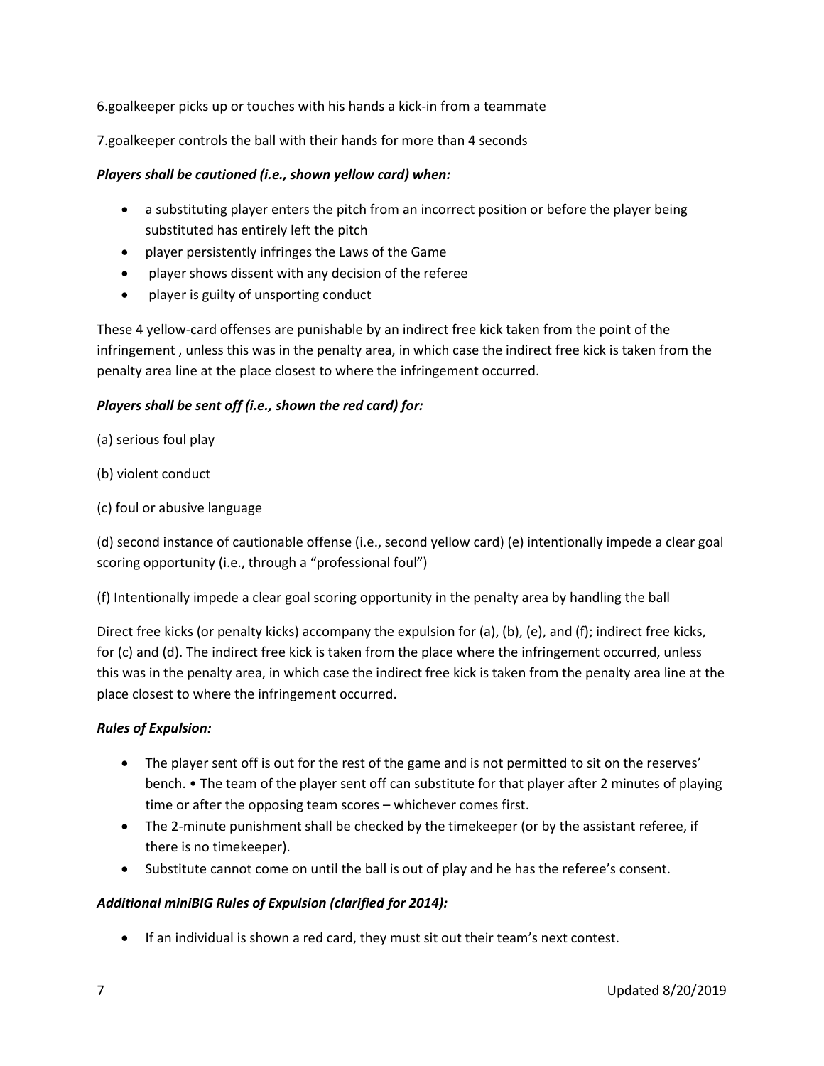6.goalkeeper picks up or touches with his hands a kick-in from a teammate

7.goalkeeper controls the ball with their hands for more than 4 seconds

***Players shall be cautioned (i.e., shown yellow card) when:***

- a substituting player enters the pitch from an incorrect position or before the player being substituted has entirely left the pitch
- player persistently infringes the Laws of the Game
- player shows dissent with any decision of the referee
- player is guilty of unsporting conduct

These 4 yellow-card offenses are punishable by an indirect free kick taken from the point of the infringement , unless this was in the penalty area, in which case the indirect free kick is taken from the penalty area line at the place closest to where the infringement occurred.

***Players shall be sent off (i.e., shown the red card) for:***

(a) serious foul play

(b) violent conduct

(c) foul or abusive language

(d) second instance of cautionable offense (i.e., second yellow card) (e) intentionally impede a clear goal scoring opportunity (i.e., through a "professional foul")

(f) Intentionally impede a clear goal scoring opportunity in the penalty area by handling the ball

Direct free kicks (or penalty kicks) accompany the expulsion for (a), (b), (e), and (f); indirect free kicks, for (c) and (d). The indirect free kick is taken from the place where the infringement occurred, unless this was in the penalty area, in which case the indirect free kick is taken from the penalty area line at the place closest to where the infringement occurred.

***Rules of Expulsion:***

- The player sent off is out for the rest of the game and is not permitted to sit on the reserves' bench. • The team of the player sent off can substitute for that player after 2 minutes of playing time or after the opposing team scores – whichever comes first.
- The 2-minute punishment shall be checked by the timekeeper (or by the assistant referee, if there is no timekeeper).
- Substitute cannot come on until the ball is out of play and he has the referee's consent.

***Additional miniBIG Rules of Expulsion (clarified for 2014):***

- If an individual is shown a red card, they must sit out their team's next contest.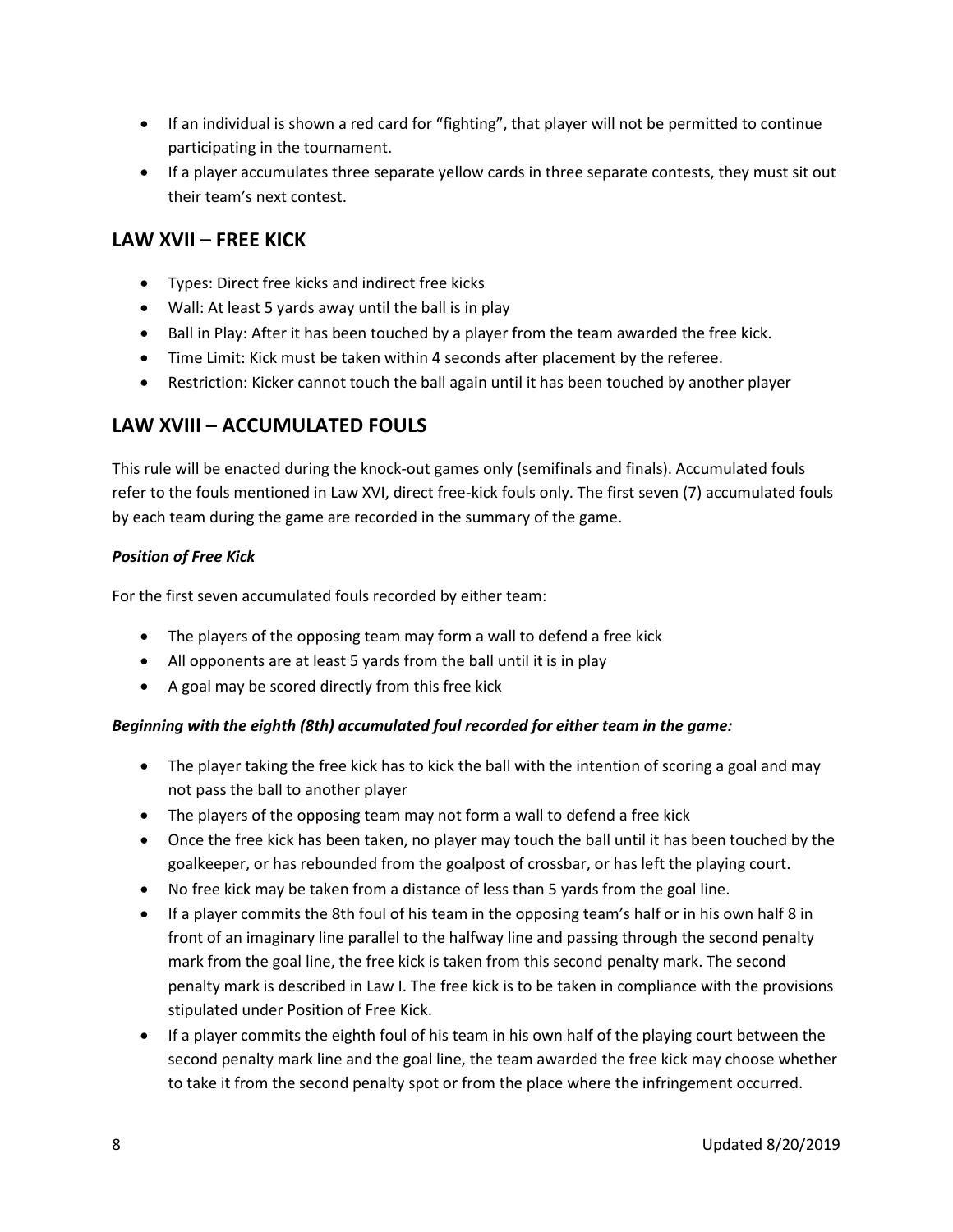- If an individual is shown a red card for "fighting", that player will not be permitted to continue participating in the tournament.
- If a player accumulates three separate yellow cards in three separate contests, they must sit out their team's next contest.

## LAW XVII – FREE KICK

- Types: Direct free kicks and indirect free kicks
- Wall: At least 5 yards away until the ball is in play
- Ball in Play: After it has been touched by a player from the team awarded the free kick.
- Time Limit: Kick must be taken within 4 seconds after placement by the referee.
- Restriction: Kicker cannot touch the ball again until it has been touched by another player

## LAW XVIII – ACCUMULATED FOULS

This rule will be enacted during the knock-out games only (semifinals and finals). Accumulated fouls refer to the fouls mentioned in Law XVI, direct free-kick fouls only. The first seven (7) accumulated fouls by each team during the game are recorded in the summary of the game.

***Position of Free Kick***

For the first seven accumulated fouls recorded by either team:

- The players of the opposing team may form a wall to defend a free kick
- All opponents are at least 5 yards from the ball until it is in play
- A goal may be scored directly from this free kick

***Beginning with the eighth (8th) accumulated foul recorded for either team in the game:***

- The player taking the free kick has to kick the ball with the intention of scoring a goal and may not pass the ball to another player
- The players of the opposing team may not form a wall to defend a free kick
- Once the free kick has been taken, no player may touch the ball until it has been touched by the goalkeeper, or has rebounded from the goalpost of crossbar, or has left the playing court.
- No free kick may be taken from a distance of less than 5 yards from the goal line.
- If a player commits the 8th foul of his team in the opposing team's half or in his own half 8 in front of an imaginary line parallel to the halfway line and passing through the second penalty mark from the goal line, the free kick is taken from this second penalty mark. The second penalty mark is described in Law I. The free kick is to be taken in compliance with the provisions stipulated under Position of Free Kick.
- If a player commits the eighth foul of his team in his own half of the playing court between the second penalty mark line and the goal line, the team awarded the free kick may choose whether to take it from the second penalty spot or from the place where the infringement occurred.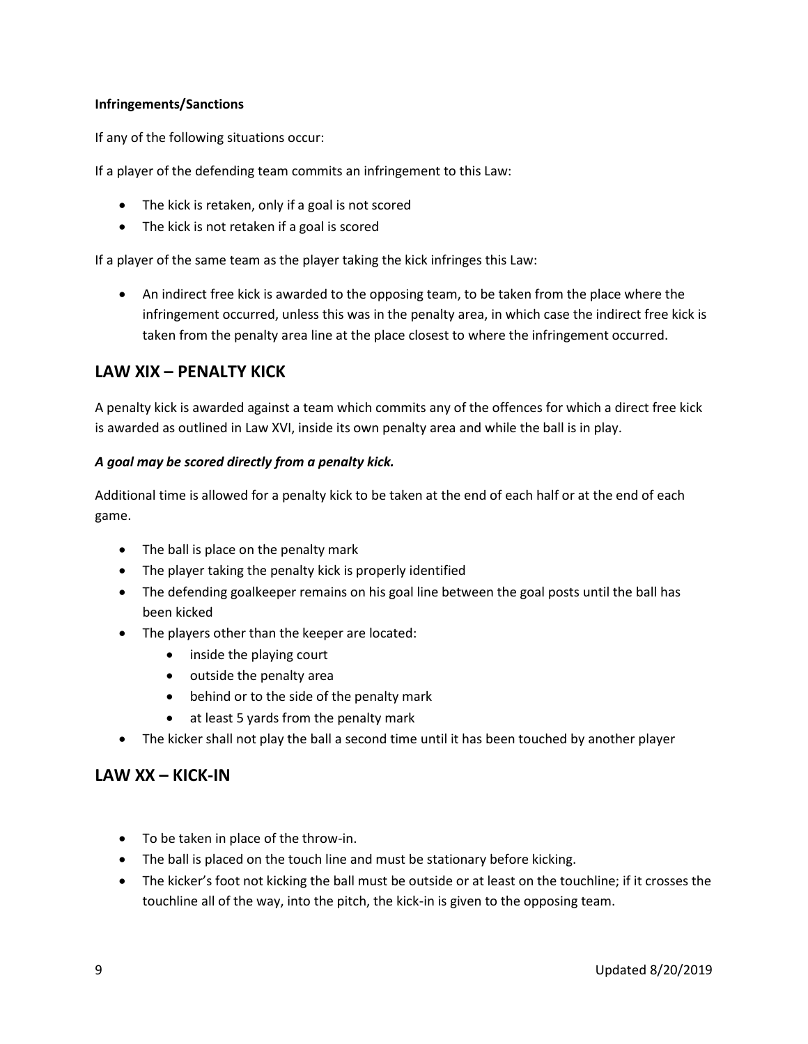**Infringements/Sanctions**

If any of the following situations occur:

If a player of the defending team commits an infringement to this Law:

- The kick is retaken, only if a goal is not scored
- The kick is not retaken if a goal is scored

If a player of the same team as the player taking the kick infringes this Law:

- An indirect free kick is awarded to the opposing team, to be taken from the place where the infringement occurred, unless this was in the penalty area, in which case the indirect free kick is taken from the penalty area line at the place closest to where the infringement occurred.

## LAW XIX – PENALTY KICK

A penalty kick is awarded against a team which commits any of the offences for which a direct free kick is awarded as outlined in Law XVI, inside its own penalty area and while the ball is in play.

***A goal may be scored directly from a penalty kick.***

Additional time is allowed for a penalty kick to be taken at the end of each half or at the end of each game.

- The ball is place on the penalty mark
- The player taking the penalty kick is properly identified
- The defending goalkeeper remains on his goal line between the goal posts until the ball has been kicked
- The players other than the keeper are located:
    - inside the playing court
    - outside the penalty area
    - behind or to the side of the penalty mark
    - at least 5 yards from the penalty mark
- The kicker shall not play the ball a second time until it has been touched by another player

## LAW XX – KICK-IN

- To be taken in place of the throw-in.
- The ball is placed on the touch line and must be stationary before kicking.
- The kicker's foot not kicking the ball must be outside or at least on the touchline; if it crosses the touchline all of the way, into the pitch, the kick-in is given to the opposing team.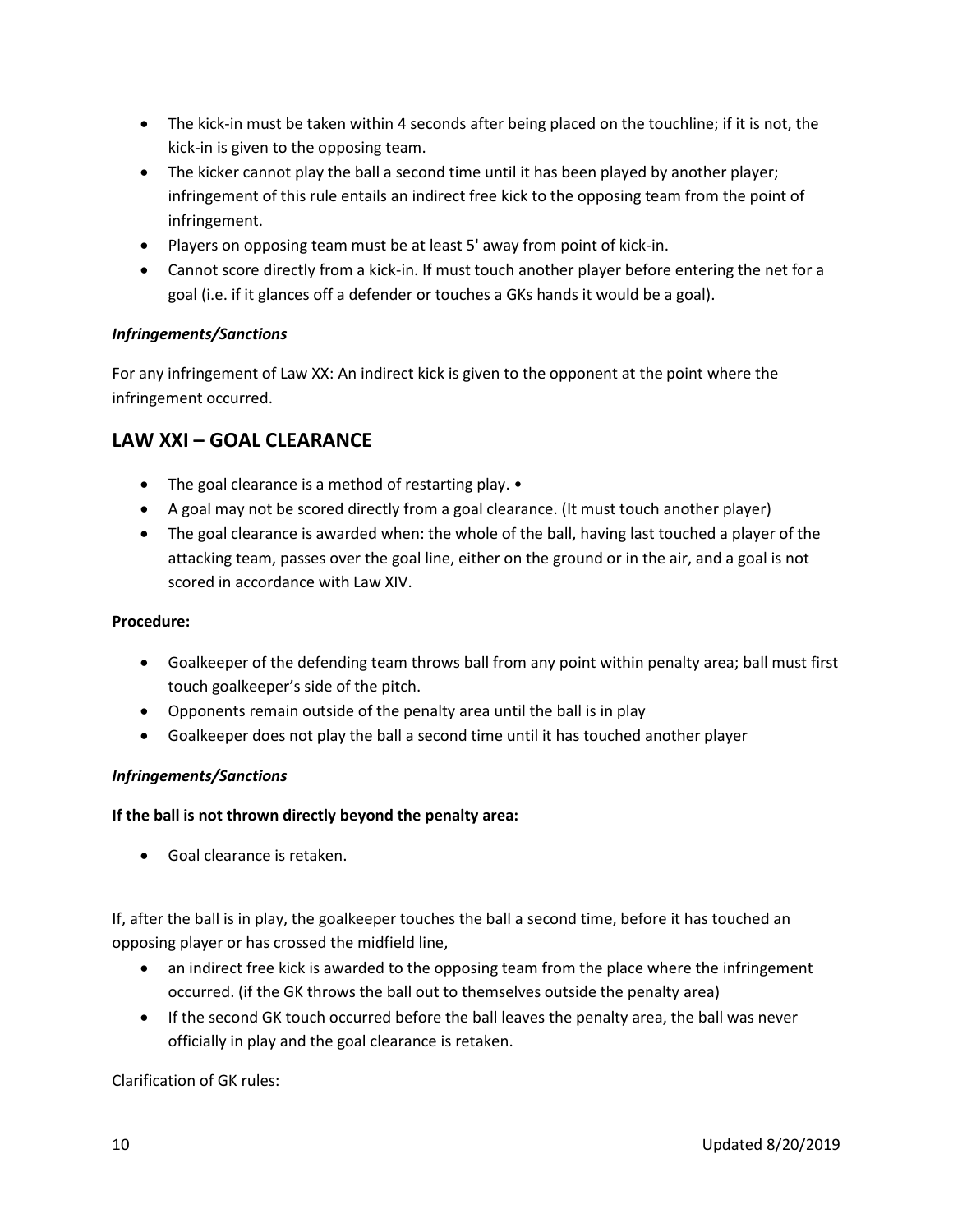- The kick-in must be taken within 4 seconds after being placed on the touchline; if it is not, the kick-in is given to the opposing team.
- The kicker cannot play the ball a second time until it has been played by another player; infringement of this rule entails an indirect free kick to the opposing team from the point of infringement.
- Players on opposing team must be at least 5' away from point of kick-in.
- Cannot score directly from a kick-in. If must touch another player before entering the net for a goal (i.e. if it glances off a defender or touches a GKs hands it would be a goal).

*Infringements/Sanctions*

For any infringement of Law XX: An indirect kick is given to the opponent at the point where the infringement occurred.

## LAW XXI – GOAL CLEARANCE

- The goal clearance is a method of restarting play. •
- A goal may not be scored directly from a goal clearance. (It must touch another player)
- The goal clearance is awarded when: the whole of the ball, having last touched a player of the attacking team, passes over the goal line, either on the ground or in the air, and a goal is not scored in accordance with Law XIV.

**Procedure:**

- Goalkeeper of the defending team throws ball from any point within penalty area; ball must first touch goalkeeper's side of the pitch.
- Opponents remain outside of the penalty area until the ball is in play
- Goalkeeper does not play the ball a second time until it has touched another player

*Infringements/Sanctions*

**If the ball is not thrown directly beyond the penalty area:**

- Goal clearance is retaken.

If, after the ball is in play, the goalkeeper touches the ball a second time, before it has touched an opposing player or has crossed the midfield line,

- an indirect free kick is awarded to the opposing team from the place where the infringement occurred. (if the GK throws the ball out to themselves outside the penalty area)
- If the second GK touch occurred before the ball leaves the penalty area, the ball was never officially in play and the goal clearance is retaken.

Clarification of GK rules: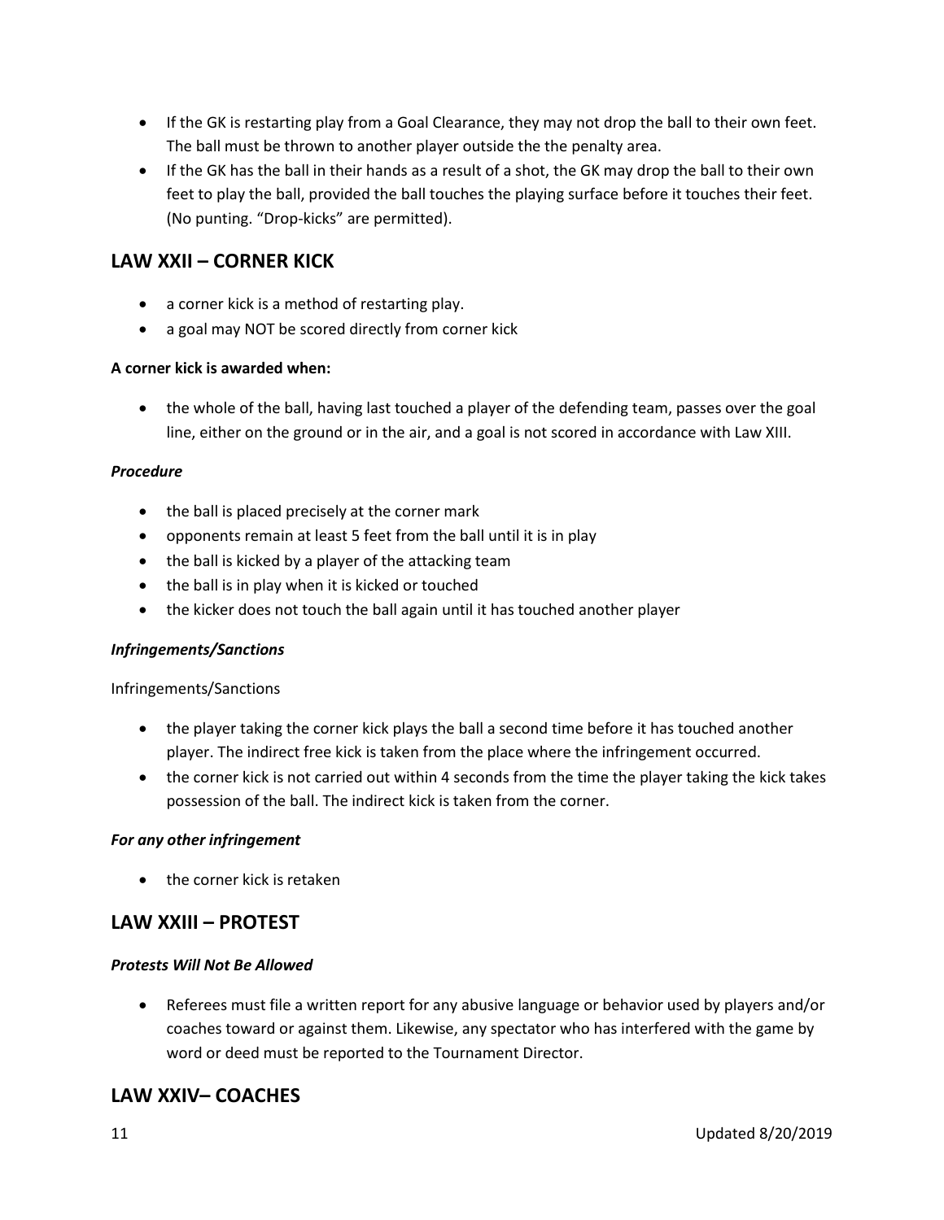- If the GK is restarting play from a Goal Clearance, they may not drop the ball to their own feet. The ball must be thrown to another player outside the the penalty area.
- If the GK has the ball in their hands as a result of a shot, the GK may drop the ball to their own feet to play the ball, provided the ball touches the playing surface before it touches their feet. (No punting. "Drop-kicks" are permitted).

## LAW XXII – CORNER KICK

- a corner kick is a method of restarting play.
- a goal may NOT be scored directly from corner kick

**A corner kick is awarded when:**

- the whole of the ball, having last touched a player of the defending team, passes over the goal line, either on the ground or in the air, and a goal is not scored in accordance with Law XIII.

***Procedure***

- the ball is placed precisely at the corner mark
- opponents remain at least 5 feet from the ball until it is in play
- the ball is kicked by a player of the attacking team
- the ball is in play when it is kicked or touched
- the kicker does not touch the ball again until it has touched another player

***Infringements/Sanctions***

Infringements/Sanctions

- the player taking the corner kick plays the ball a second time before it has touched another player. The indirect free kick is taken from the place where the infringement occurred.
- the corner kick is not carried out within 4 seconds from the time the player taking the kick takes possession of the ball. The indirect kick is taken from the corner.

***For any other infringement***

- the corner kick is retaken

## LAW XXIII – PROTEST

***Protests Will Not Be Allowed***

- Referees must file a written report for any abusive language or behavior used by players and/or coaches toward or against them. Likewise, any spectator who has interfered with the game by word or deed must be reported to the Tournament Director.

## LAW XXIV– COACHES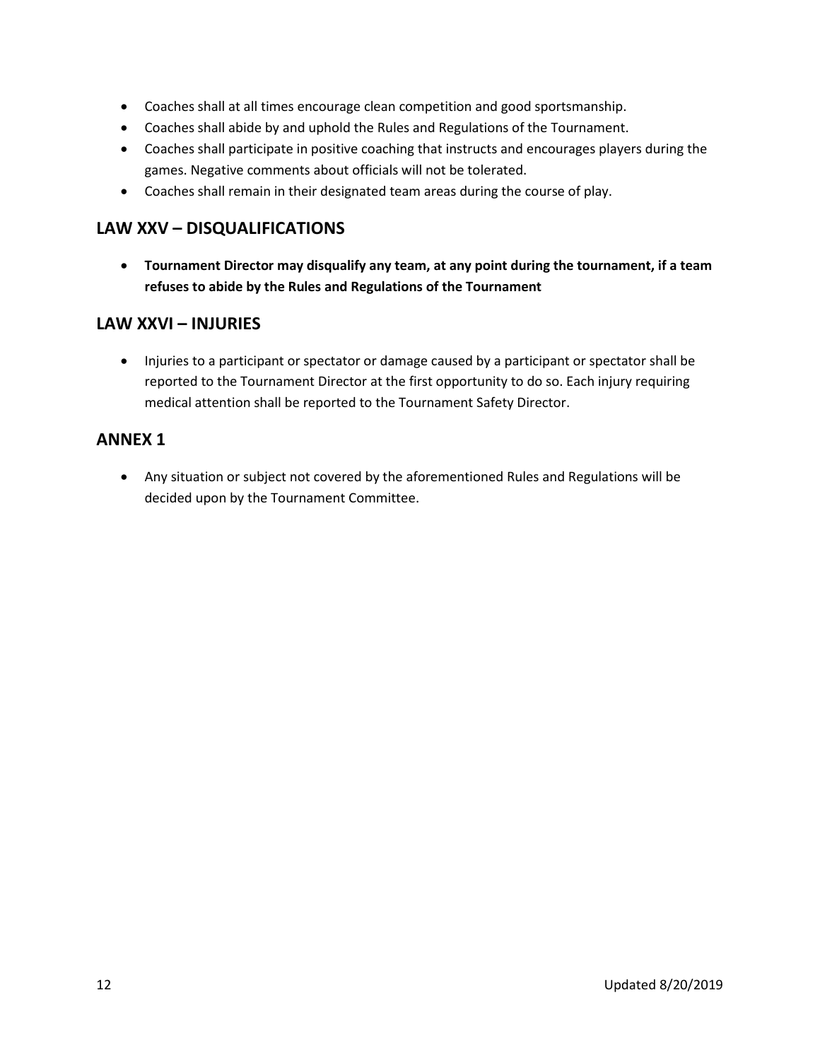- Coaches shall at all times encourage clean competition and good sportsmanship.
- Coaches shall abide by and uphold the Rules and Regulations of the Tournament.
- Coaches shall participate in positive coaching that instructs and encourages players during the games. Negative comments about officials will not be tolerated.
- Coaches shall remain in their designated team areas during the course of play.

## LAW XXV – DISQUALIFICATIONS

- **Tournament Director may disqualify any team, at any point during the tournament, if a team refuses to abide by the Rules and Regulations of the Tournament**

## LAW XXVI – INJURIES

- Injuries to a participant or spectator or damage caused by a participant or spectator shall be reported to the Tournament Director at the first opportunity to do so. Each injury requiring medical attention shall be reported to the Tournament Safety Director.

## ANNEX 1

- Any situation or subject not covered by the aforementioned Rules and Regulations will be decided upon by the Tournament Committee.